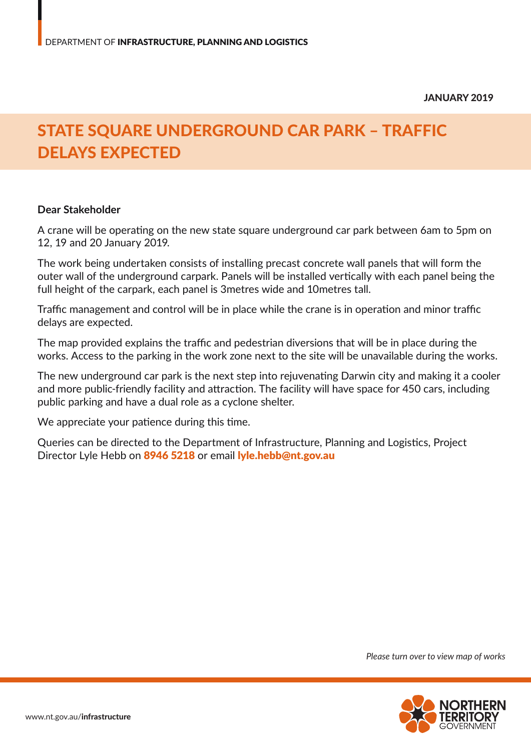DEPARTMENT OF **INFRASTRUCTURE, PLANNING AND LOGISTICS**

**JANUARY 2019**

# STATE SQUARE UNDERGROUND CAR PARK – TRAFFIC DELAYS EXPECTED

**Dear Stakeholder**

A crane will be operating on the new state square underground car park between 6am to 5pm on 12, 19 and 20 January 2019.

The work being undertaken consists of installing precast concrete wall panels that will form the outer wall of the underground carpark. Panels will be installed vertically with each panel being the full height of the carpark, each panel is 3metres wide and 10metres tall.

Traffic management and control will be in place while the crane is in operation and minor traffic delays are expected.

The map provided explains the traffic and pedestrian diversions that will be in place during the works. Access to the parking in the work zone next to the site will be unavailable during the works.

The new underground car park is the next step into rejuvenating Darwin city and making it a cooler and more public-friendly facility and attraction. The facility will have space for 450 cars, including public parking and have a dual role as a cyclone shelter.

We appreciate your patience during this time.

Queries can be directed to the Department of Infrastructure, Planning and Logistics, Project Director Lyle Hebb on **8946 5218** or email **lyle.hebb@nt.gov.au**

*Please turn over to view map of works*

www.nt.gov.au/**infrastructure**

NORTHERN TERRITORY GOVERNMENT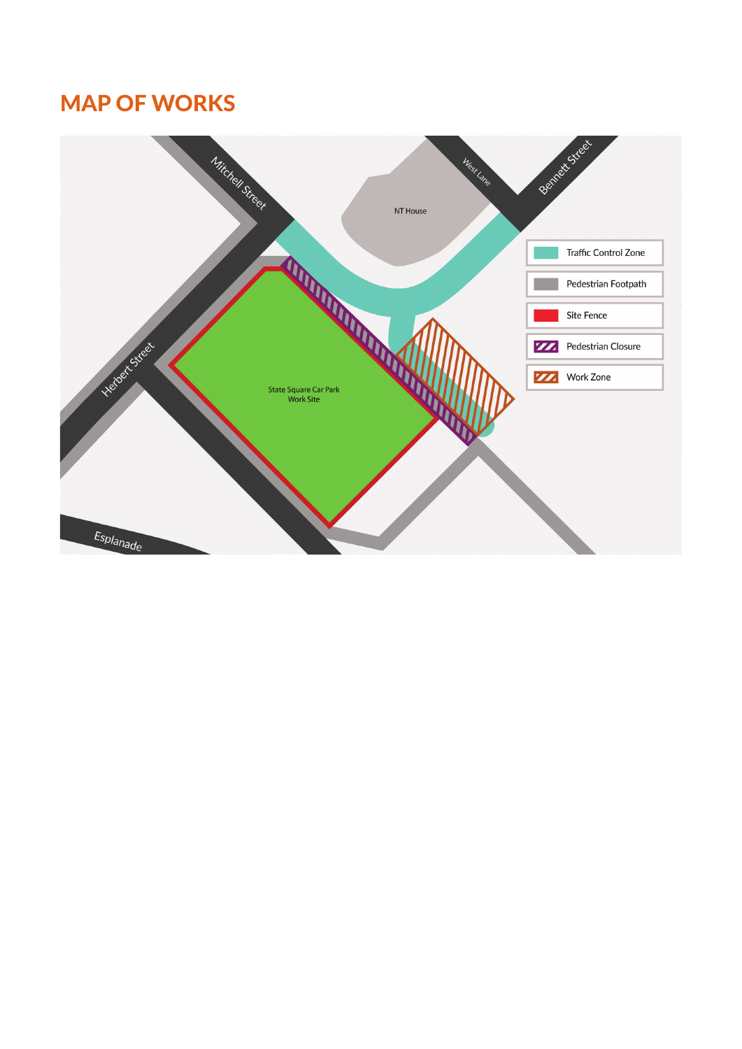# MAP OF WORKS

Mitchell Street

West Lane

Bennett Street

NT House

Herbert Street

State Square Car Park Work Site

Esplanade

Traffic Control Zone

Pedestrian Footpath

Site Fence

Pedestrian Closure

Work Zone